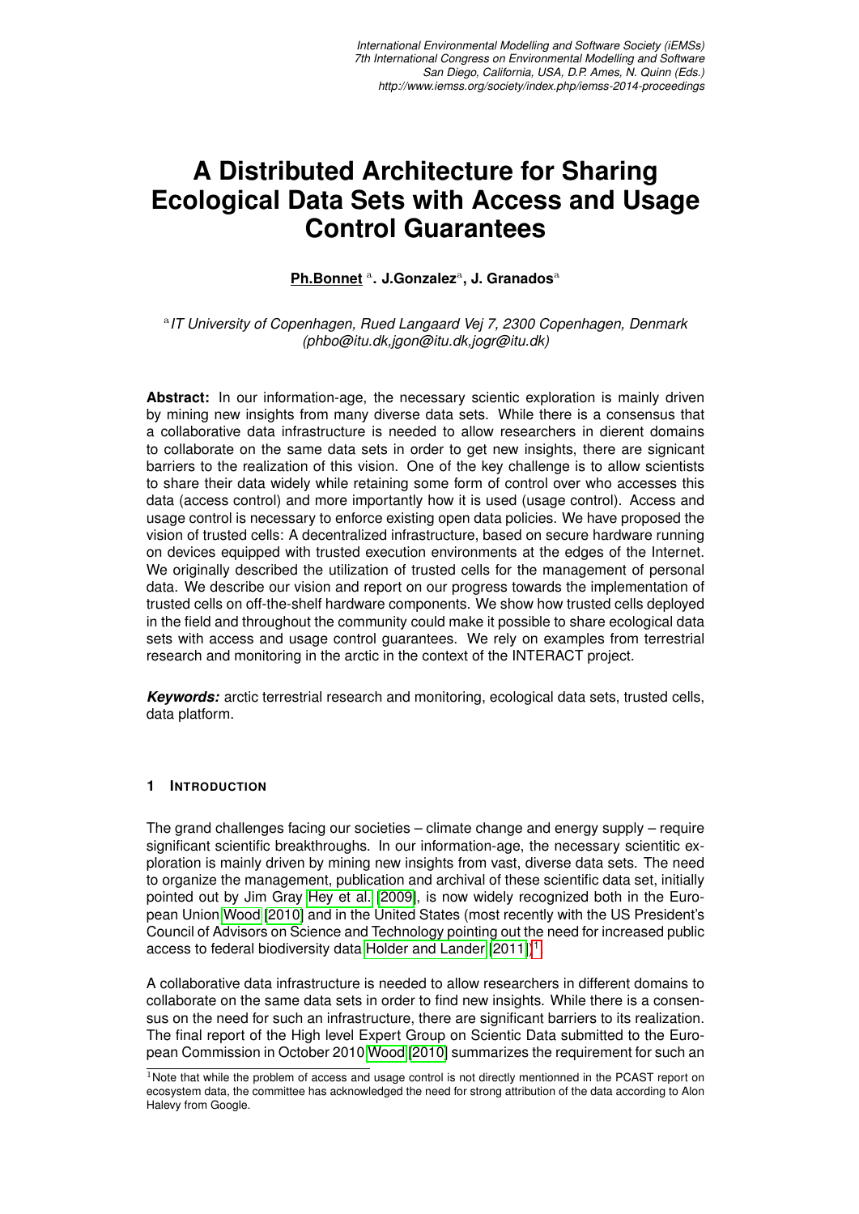# A Distributed Architecture for Sharing Ecological Data Sets with Access and Usage Control Guarantees

**Ph.Bonnet** [a]. **J.Gonzalez**[a], **J. Granados**[a]

[a] *IT University of Copenhagen, Rued Langaard Vej 7, 2300 Copenhagen, Denmark (phbo@itu.dk,jgon@itu.dk,jogr@itu.dk)*

**Abstract:** In our information-age, the necessary scientic exploration is mainly driven by mining new insights from many diverse data sets. While there is a consensus that a collaborative data infrastructure is needed to allow researchers in dierent domains to collaborate on the same data sets in order to get new insights, there are signicant barriers to the realization of this vision. One of the key challenge is to allow scientists to share their data widely while retaining some form of control over who accesses this data (access control) and more importantly how it is used (usage control). Access and usage control is necessary to enforce existing open data policies. We have proposed the vision of trusted cells: A decentralized infrastructure, based on secure hardware running on devices equipped with trusted execution environments at the edges of the Internet. We originally described the utilization of trusted cells for the management of personal data. We describe our vision and report on our progress towards the implementation of trusted cells on off-the-shelf hardware components. We show how trusted cells deployed in the field and throughout the community could make it possible to share ecological data sets with access and usage control guarantees. We rely on examples from terrestrial research and monitoring in the arctic in the context of the INTERACT project.

***Keywords:*** arctic terrestrial research and monitoring, ecological data sets, trusted cells, data platform.

## 1 Introduction

The grand challenges facing our societies – climate change and energy supply – require significant scientific breakthroughs. In our information-age, the necessary scientitic exploration is mainly driven by mining new insights from vast, diverse data sets. The need to organize the management, publication and archival of these scientific data set, initially pointed out by Jim Gray Hey et al. [2009], is now widely recognized both in the European Union Wood [2010] and in the United States (most recently with the US President's Council of Advisors on Science and Technology pointing out the need for increased public access to federal biodiversity data Holder and Lander [2011])[1].

A collaborative data infrastructure is needed to allow researchers in different domains to collaborate on the same data sets in order to find new insights. While there is a consensus on the need for such an infrastructure, there are significant barriers to its realization. The final report of the High level Expert Group on Scientic Data submitted to the European Commission in October 2010 Wood [2010] summarizes the requirement for such an

[1] Note that while the problem of access and usage control is not directly mentionned in the PCAST report on ecosystem data, the committee has acknowledged the need for strong attribution of the data according to Alon Halevy from Google.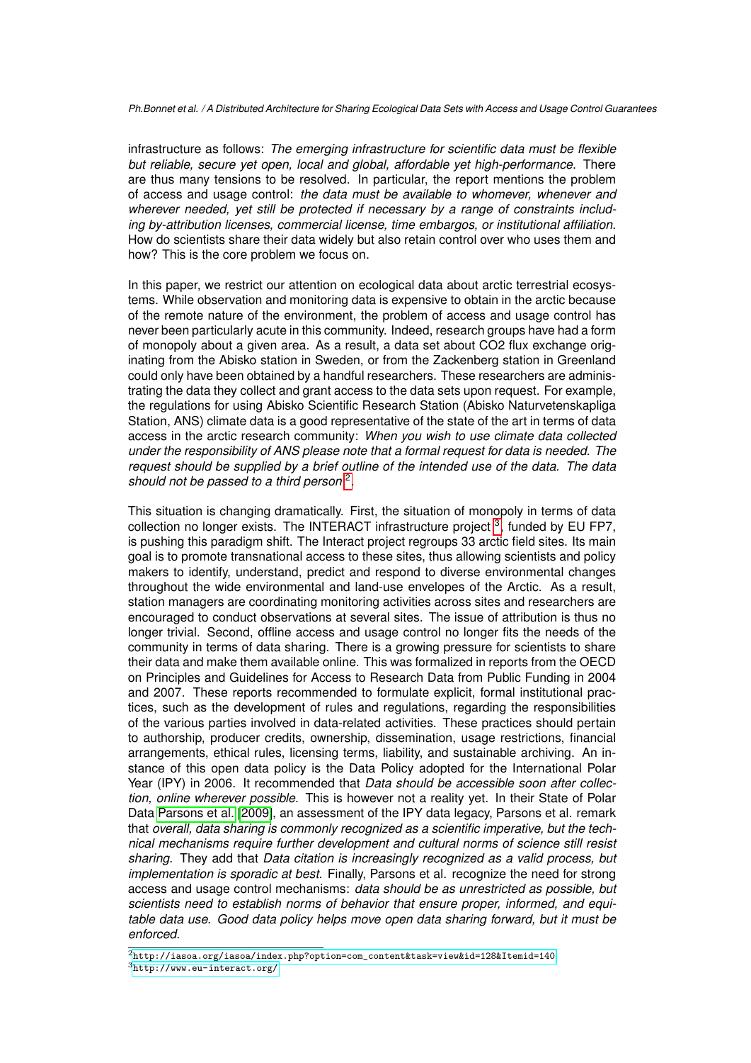infrastructure as follows: *The emerging infrastructure for scientific data must be flexible but reliable, secure yet open, local and global, affordable yet high-performance.* There are thus many tensions to be resolved. In particular, the report mentions the problem of access and usage control: *the data must be available to whomever, whenever and wherever needed, yet still be protected if necessary by a range of constraints including by-attribution licenses, commercial license, time embargos, or institutional affiliation.* How do scientists share their data widely but also retain control over who uses them and how? This is the core problem we focus on.

In this paper, we restrict our attention on ecological data about arctic terrestrial ecosystems. While observation and monitoring data is expensive to obtain in the arctic because of the remote nature of the environment, the problem of access and usage control has never been particularly acute in this community. Indeed, research groups have had a form of monopoly about a given area. As a result, a data set about CO2 flux exchange originating from the Abisko station in Sweden, or from the Zackenberg station in Greenland could only have been obtained by a handful researchers. These researchers are administrating the data they collect and grant access to the data sets upon request. For example, the regulations for using Abisko Scientific Research Station (Abisko Naturvetenskapliga Station, ANS) climate data is a good representative of the state of the art in terms of data access in the arctic research community: *When you wish to use climate data collected under the responsibility of ANS please note that a formal request for data is needed. The request should be supplied by a brief outline of the intended use of the data. The data should not be passed to a third person*[2].

This situation is changing dramatically. First, the situation of monopoly in terms of data collection no longer exists. The INTERACT infrastructure project[3], funded by EU FP7, is pushing this paradigm shift. The Interact project regroups 33 arctic field sites. Its main goal is to promote transnational access to these sites, thus allowing scientists and policy makers to identify, understand, predict and respond to diverse environmental changes throughout the wide environmental and land-use envelopes of the Arctic. As a result, station managers are coordinating monitoring activities across sites and researchers are encouraged to conduct observations at several sites. The issue of attribution is thus no longer trivial. Second, offline access and usage control no longer fits the needs of the community in terms of data sharing. There is a growing pressure for scientists to share their data and make them available online. This was formalized in reports from the OECD on Principles and Guidelines for Access to Research Data from Public Funding in 2004 and 2007. These reports recommended to formulate explicit, formal institutional practices, such as the development of rules and regulations, regarding the responsibilities of the various parties involved in data-related activities. These practices should pertain to authorship, producer credits, ownership, dissemination, usage restrictions, financial arrangements, ethical rules, licensing terms, liability, and sustainable archiving. An instance of this open data policy is the Data Policy adopted for the International Polar Year (IPY) in 2006. It recommended that *Data should be accessible soon after collection, online wherever possible.* This is however not a reality yet. In their State of Polar Data Parsons et al. [2009], an assessment of the IPY data legacy, Parsons et al. remark that *overall, data sharing is commonly recognized as a scientific imperative, but the technical mechanisms require further development and cultural norms of science still resist sharing.* They add that *Data citation is increasingly recognized as a valid process, but implementation is sporadic at best.* Finally, Parsons et al. recognize the need for strong access and usage control mechanisms: *data should be as unrestricted as possible, but scientists need to establish norms of behavior that ensure proper, informed, and equitable data use. Good data policy helps move open data sharing forward, but it must be enforced.*

[2] http://iasoa.org/iasoa/index.php?option=com_content&task=view&id=128&Itemid=140

[3] http://www.eu-interact.org/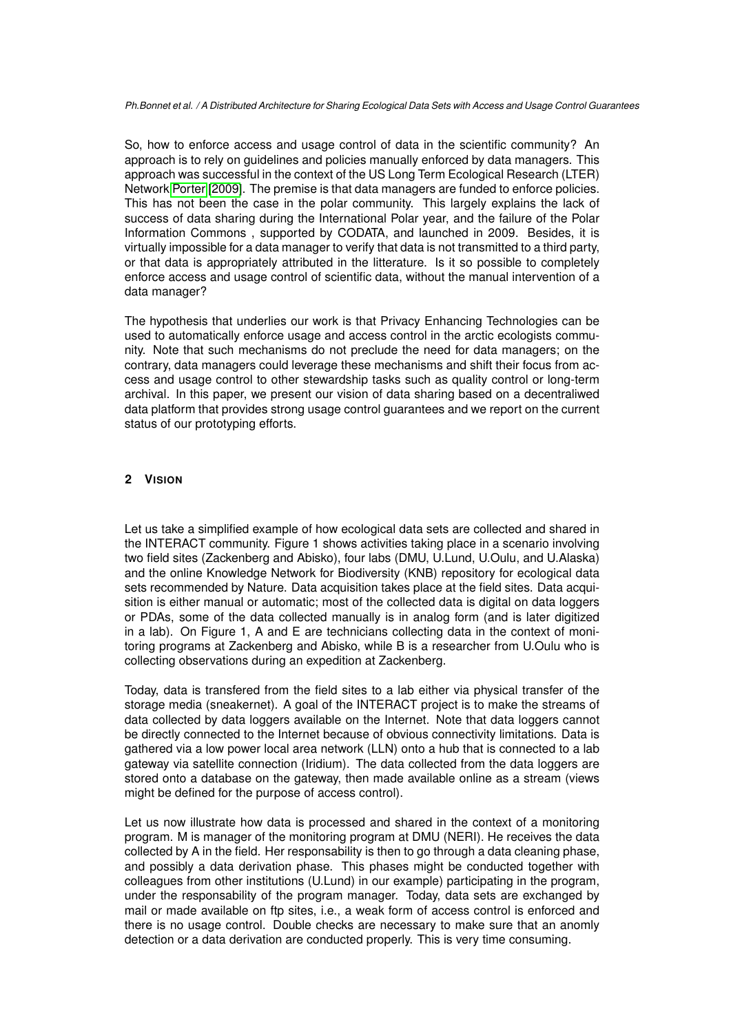So, how to enforce access and usage control of data in the scientific community? An approach is to rely on guidelines and policies manually enforced by data managers. This approach was successful in the context of the US Long Term Ecological Research (LTER) Network Porter [2009]. The premise is that data managers are funded to enforce policies. This has not been the case in the polar community. This largely explains the lack of success of data sharing during the International Polar year, and the failure of the Polar Information Commons , supported by CODATA, and launched in 2009. Besides, it is virtually impossible for a data manager to verify that data is not transmitted to a third party, or that data is appropriately attributed in the litterature. Is it so possible to completely enforce access and usage control of scientific data, without the manual intervention of a data manager?

The hypothesis that underlies our work is that Privacy Enhancing Technologies can be used to automatically enforce usage and access control in the arctic ecologists community. Note that such mechanisms do not preclude the need for data managers; on the contrary, data managers could leverage these mechanisms and shift their focus from access and usage control to other stewardship tasks such as quality control or long-term archival. In this paper, we present our vision of data sharing based on a decentraliwed data platform that provides strong usage control guarantees and we report on the current status of our prototyping efforts.

## 2 VISION

Let us take a simplified example of how ecological data sets are collected and shared in the INTERACT community. Figure 1 shows activities taking place in a scenario involving two field sites (Zackenberg and Abisko), four labs (DMU, U.Lund, U.Oulu, and U.Alaska) and the online Knowledge Network for Biodiversity (KNB) repository for ecological data sets recommended by Nature. Data acquisition takes place at the field sites. Data acquisition is either manual or automatic; most of the collected data is digital on data loggers or PDAs, some of the data collected manually is in analog form (and is later digitized in a lab). On Figure 1, A and E are technicians collecting data in the context of monitoring programs at Zackenberg and Abisko, while B is a researcher from U.Oulu who is collecting observations during an expedition at Zackenberg.

Today, data is transfered from the field sites to a lab either via physical transfer of the storage media (sneakernet). A goal of the INTERACT project is to make the streams of data collected by data loggers available on the Internet. Note that data loggers cannot be directly connected to the Internet because of obvious connectivity limitations. Data is gathered via a low power local area network (LLN) onto a hub that is connected to a lab gateway via satellite connection (Iridium). The data collected from the data loggers are stored onto a database on the gateway, then made available online as a stream (views might be defined for the purpose of access control).

Let us now illustrate how data is processed and shared in the context of a monitoring program. M is manager of the monitoring program at DMU (NERI). He receives the data collected by A in the field. Her responsability is then to go through a data cleaning phase, and possibly a data derivation phase. This phases might be conducted together with colleagues from other institutions (U.Lund) in our example) participating in the program, under the responsability of the program manager. Today, data sets are exchanged by mail or made available on ftp sites, i.e., a weak form of access control is enforced and there is no usage control. Double checks are necessary to make sure that an anomly detection or a data derivation are conducted properly. This is very time consuming.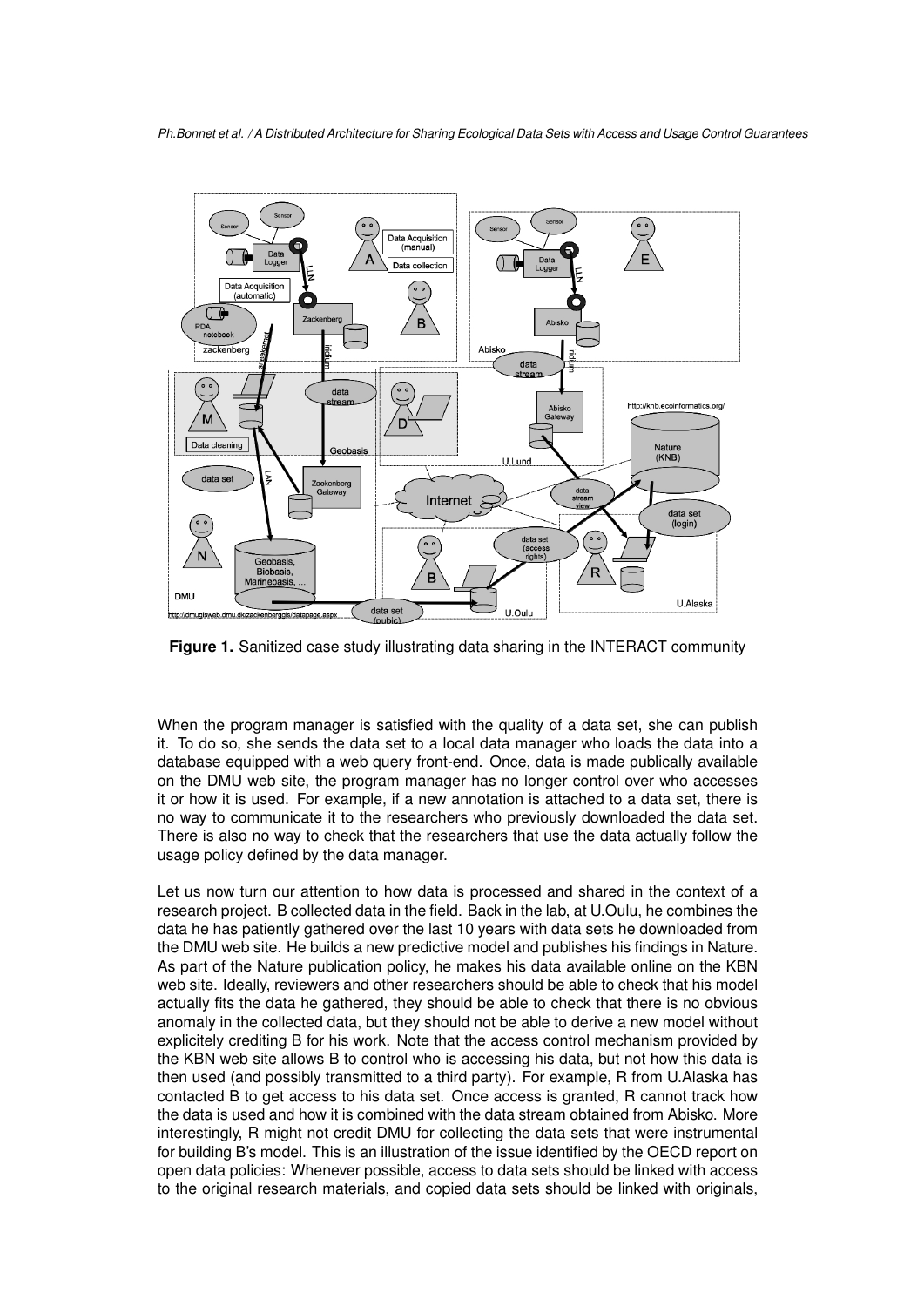**Figure 1.** Sanitized case study illustrating data sharing in the INTERACT community

When the program manager is satisfied with the quality of a data set, she can publish it. To do so, she sends the data set to a local data manager who loads the data into a database equipped with a web query front-end. Once, data is made publically available on the DMU web site, the program manager has no longer control over who accesses it or how it is used. For example, if a new annotation is attached to a data set, there is no way to communicate it to the researchers who previously downloaded the data set. There is also no way to check that the researchers that use the data actually follow the usage policy defined by the data manager.

Let us now turn our attention to how data is processed and shared in the context of a research project. B collected data in the field. Back in the lab, at U.Oulu, he combines the data he has patiently gathered over the last 10 years with data sets he downloaded from the DMU web site. He builds a new predictive model and publishes his findings in Nature. As part of the Nature publication policy, he makes his data available online on the KBN web site. Ideally, reviewers and other researchers should be able to check that his model actually fits the data he gathered, they should be able to check that there is no obvious anomaly in the collected data, but they should not be able to derive a new model without explicitely crediting B for his work. Note that the access control mechanism provided by the KBN web site allows B to control who is accessing his data, but not how this data is then used (and possibly transmitted to a third party). For example, R from U.Alaska has contacted B to get access to his data set. Once access is granted, R cannot track how the data is used and how it is combined with the data stream obtained from Abisko. More interestingly, R might not credit DMU for collecting the data sets that were instrumental for building B's model. This is an illustration of the issue identified by the OECD report on open data policies: Whenever possible, access to data sets should be linked with access to the original research materials, and copied data sets should be linked with originals,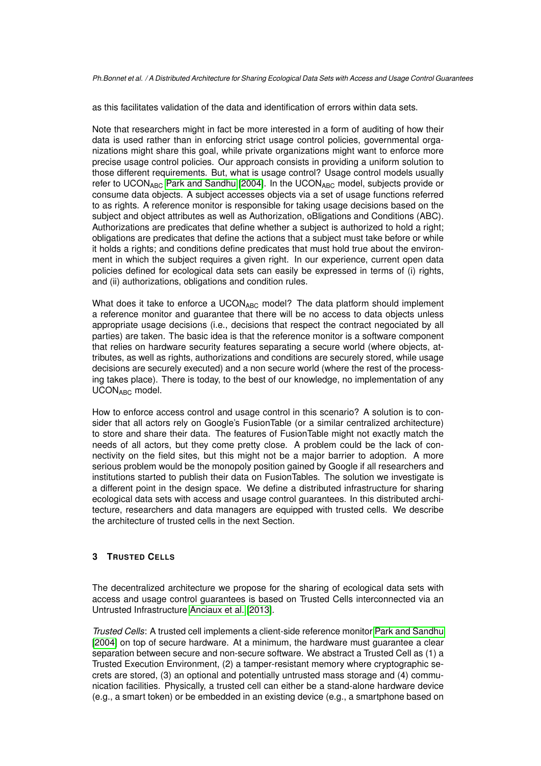as this facilitates validation of the data and identification of errors within data sets.

Note that researchers might in fact be more interested in a form of auditing of how their data is used rather than in enforcing strict usage control policies, governmental organizations might share this goal, while private organizations might want to enforce more precise usage control policies. Our approach consists in providing a uniform solution to those different requirements. But, what is usage control? Usage control models usually refer to $UCON_{ABC}$ Park and Sandhu [2004]. In the $UCON_{ABC}$ model, subjects provide or consume data objects. A subject accesses objects via a set of usage functions referred to as rights. A reference monitor is responsible for taking usage decisions based on the subject and object attributes as well as Authorization, oBligations and Conditions (ABC). Authorizations are predicates that define whether a subject is authorized to hold a right; obligations are predicates that define the actions that a subject must take before or while it holds a rights; and conditions define predicates that must hold true about the environment in which the subject requires a given right. In our experience, current open data policies defined for ecological data sets can easily be expressed in terms of (i) rights, and (ii) authorizations, obligations and condition rules.

What does it take to enforce a $UCON_{ABC}$ model? The data platform should implement a reference monitor and guarantee that there will be no access to data objects unless appropriate usage decisions (i.e., decisions that respect the contract negociated by all parties) are taken. The basic idea is that the reference monitor is a software component that relies on hardware security features separating a secure world (where objects, attributes, as well as rights, authorizations and conditions are securely stored, while usage decisions are securely executed) and a non secure world (where the rest of the processing takes place). There is today, to the best of our knowledge, no implementation of any $UCON_{ABC}$ model.

How to enforce access control and usage control in this scenario? A solution is to consider that all actors rely on Google's FusionTable (or a similar centralized architecture) to store and share their data. The features of FusionTable might not exactly match the needs of all actors, but they come pretty close. A problem could be the lack of connectivity on the field sites, but this might not be a major barrier to adoption. A more serious problem would be the monopoly position gained by Google if all researchers and institutions started to publish their data on FusionTables. The solution we investigate is a different point in the design space. We define a distributed infrastructure for sharing ecological data sets with access and usage control guarantees. In this distributed architecture, researchers and data managers are equipped with trusted cells. We describe the architecture of trusted cells in the next Section.

## 3 TRUSTED CELLS

The decentralized architecture we propose for the sharing of ecological data sets with access and usage control guarantees is based on Trusted Cells interconnected via an Untrusted Infrastructure Anciaux et al. [2013].

*Trusted Cells*: A trusted cell implements a client-side reference monitor Park and Sandhu [2004] on top of secure hardware. At a minimum, the hardware must guarantee a clear separation between secure and non-secure software. We abstract a Trusted Cell as (1) a Trusted Execution Environment, (2) a tamper-resistant memory where cryptographic secrets are stored, (3) an optional and potentially untrusted mass storage and (4) communication facilities. Physically, a trusted cell can either be a stand-alone hardware device (e.g., a smart token) or be embedded in an existing device (e.g., a smartphone based on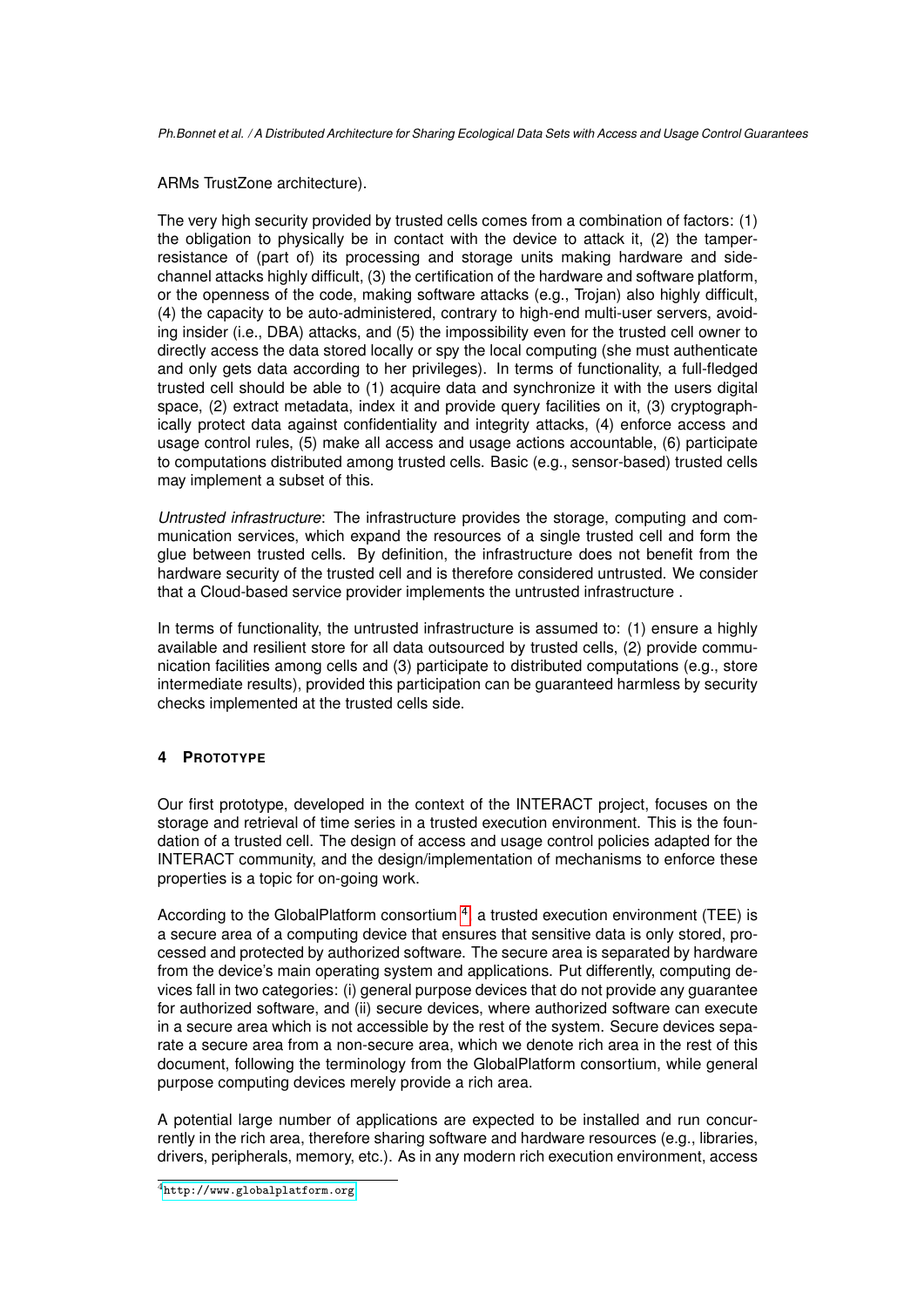ARMs TrustZone architecture).

The very high security provided by trusted cells comes from a combination of factors: (1) the obligation to physically be in contact with the device to attack it, (2) the tamper-resistance of (part of) its processing and storage units making hardware and side-channel attacks highly difficult, (3) the certification of the hardware and software platform, or the openness of the code, making software attacks (e.g., Trojan) also highly difficult, (4) the capacity to be auto-administered, contrary to high-end multi-user servers, avoiding insider (i.e., DBA) attacks, and (5) the impossibility even for the trusted cell owner to directly access the data stored locally or spy the local computing (she must authenticate and only gets data according to her privileges). In terms of functionality, a full-fledged trusted cell should be able to (1) acquire data and synchronize it with the users digital space, (2) extract metadata, index it and provide query facilities on it, (3) cryptographically protect data against confidentiality and integrity attacks, (4) enforce access and usage control rules, (5) make all access and usage actions accountable, (6) participate to computations distributed among trusted cells. Basic (e.g., sensor-based) trusted cells may implement a subset of this.

*Untrusted infrastructure*: The infrastructure provides the storage, computing and communication services, which expand the resources of a single trusted cell and form the glue between trusted cells. By definition, the infrastructure does not benefit from the hardware security of the trusted cell and is therefore considered untrusted. We consider that a Cloud-based service provider implements the untrusted infrastructure .

In terms of functionality, the untrusted infrastructure is assumed to: (1) ensure a highly available and resilient store for all data outsourced by trusted cells, (2) provide communication facilities among cells and (3) participate to distributed computations (e.g., store intermediate results), provided this participation can be guaranteed harmless by security checks implemented at the trusted cells side.

## 4 PROTOTYPE

Our first prototype, developed in the context of the INTERACT project, focuses on the storage and retrieval of time series in a trusted execution environment. This is the foundation of a trusted cell. The design of access and usage control policies adapted for the INTERACT community, and the design/implementation of mechanisms to enforce these properties is a topic for on-going work.

According to the GlobalPlatform consortium [4], a trusted execution environment (TEE) is a secure area of a computing device that ensures that sensitive data is only stored, processed and protected by authorized software. The secure area is separated by hardware from the device's main operating system and applications. Put differently, computing devices fall in two categories: (i) general purpose devices that do not provide any guarantee for authorized software, and (ii) secure devices, where authorized software can execute in a secure area which is not accessible by the rest of the system. Secure devices separate a secure area from a non-secure area, which we denote rich area in the rest of this document, following the terminology from the GlobalPlatform consortium, while general purpose computing devices merely provide a rich area.

A potential large number of applications are expected to be installed and run concurrently in the rich area, therefore sharing software and hardware resources (e.g., libraries, drivers, peripherals, memory, etc.). As in any modern rich execution environment, access

[4] http://www.globalplatform.org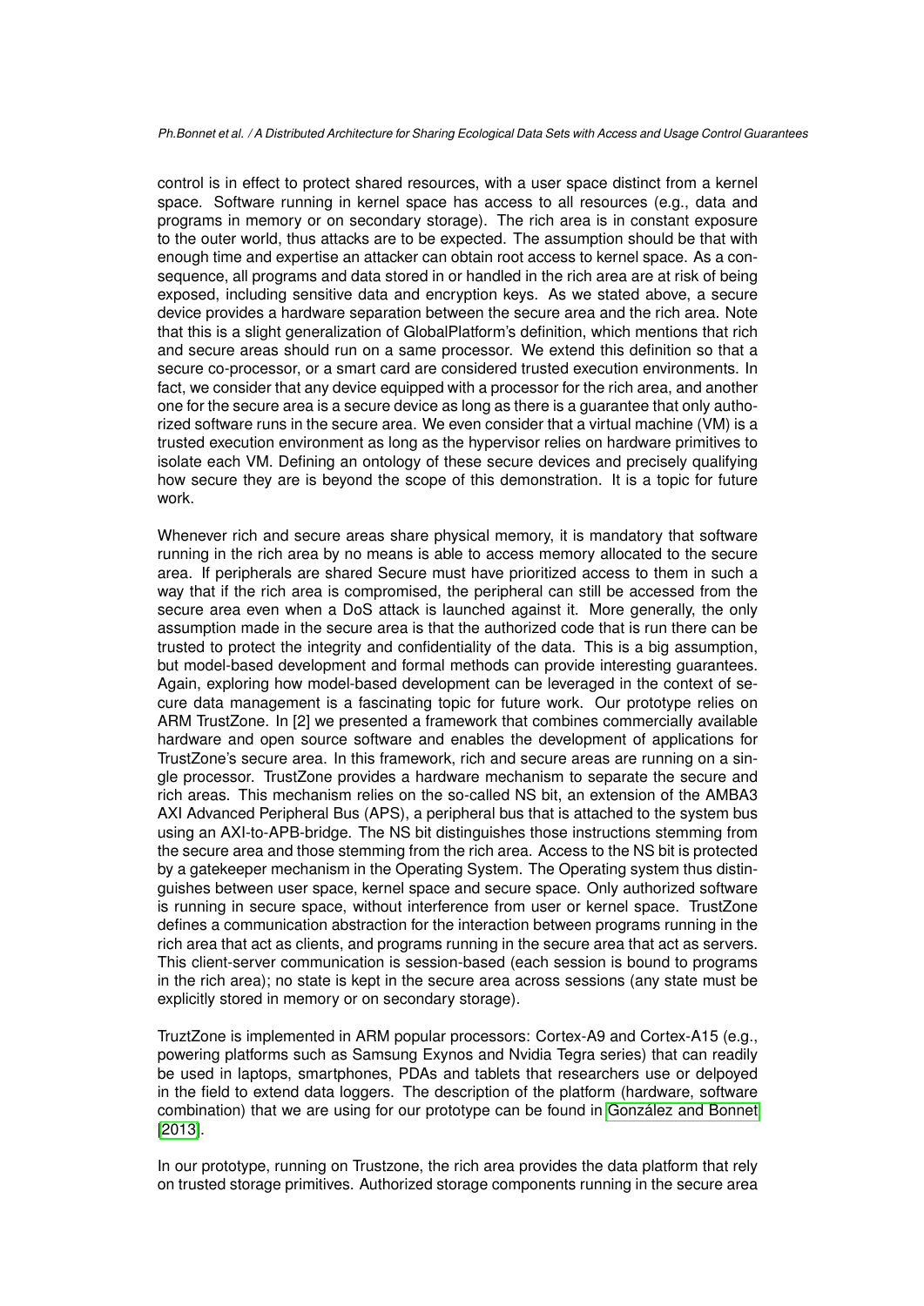control is in effect to protect shared resources, with a user space distinct from a kernel space. Software running in kernel space has access to all resources (e.g., data and programs in memory or on secondary storage). The rich area is in constant exposure to the outer world, thus attacks are to be expected. The assumption should be that with enough time and expertise an attacker can obtain root access to kernel space. As a consequence, all programs and data stored in or handled in the rich area are at risk of being exposed, including sensitive data and encryption keys. As we stated above, a secure device provides a hardware separation between the secure area and the rich area. Note that this is a slight generalization of GlobalPlatform's definition, which mentions that rich and secure areas should run on a same processor. We extend this definition so that a secure co-processor, or a smart card are considered trusted execution environments. In fact, we consider that any device equipped with a processor for the rich area, and another one for the secure area is a secure device as long as there is a guarantee that only authorized software runs in the secure area. We even consider that a virtual machine (VM) is a trusted execution environment as long as the hypervisor relies on hardware primitives to isolate each VM. Defining an ontology of these secure devices and precisely qualifying how secure they are is beyond the scope of this demonstration. It is a topic for future work.

Whenever rich and secure areas share physical memory, it is mandatory that software running in the rich area by no means is able to access memory allocated to the secure area. If peripherals are shared Secure must have prioritized access to them in such a way that if the rich area is compromised, the peripheral can still be accessed from the secure area even when a DoS attack is launched against it. More generally, the only assumption made in the secure area is that the authorized code that is run there can be trusted to protect the integrity and confidentiality of the data. This is a big assumption, but model-based development and formal methods can provide interesting guarantees. Again, exploring how model-based development can be leveraged in the context of secure data management is a fascinating topic for future work. Our prototype relies on ARM TrustZone. In [2] we presented a framework that combines commercially available hardware and open source software and enables the development of applications for TrustZone's secure area. In this framework, rich and secure areas are running on a single processor. TrustZone provides a hardware mechanism to separate the secure and rich areas. This mechanism relies on the so-called NS bit, an extension of the AMBA3 AXI Advanced Peripheral Bus (APS), a peripheral bus that is attached to the system bus using an AXI-to-APB-bridge. The NS bit distinguishes those instructions stemming from the secure area and those stemming from the rich area. Access to the NS bit is protected by a gatekeeper mechanism in the Operating System. The Operating system thus distinguishes between user space, kernel space and secure space. Only authorized software is running in secure space, without interference from user or kernel space. TrustZone defines a communication abstraction for the interaction between programs running in the rich area that act as clients, and programs running in the secure area that act as servers. This client-server communication is session-based (each session is bound to programs in the rich area); no state is kept in the secure area across sessions (any state must be explicitly stored in memory or on secondary storage).

TruztZone is implemented in ARM popular processors: Cortex-A9 and Cortex-A15 (e.g., powering platforms such as Samsung Exynos and Nvidia Tegra series) that can readily be used in laptops, smartphones, PDAs and tablets that researchers use or delpoyed in the field to extend data loggers. The description of the platform (hardware, software combination) that we are using for our prototype can be found in González and Bonnet [2013].

In our prototype, running on Trustzone, the rich area provides the data platform that rely on trusted storage primitives. Authorized storage components running in the secure area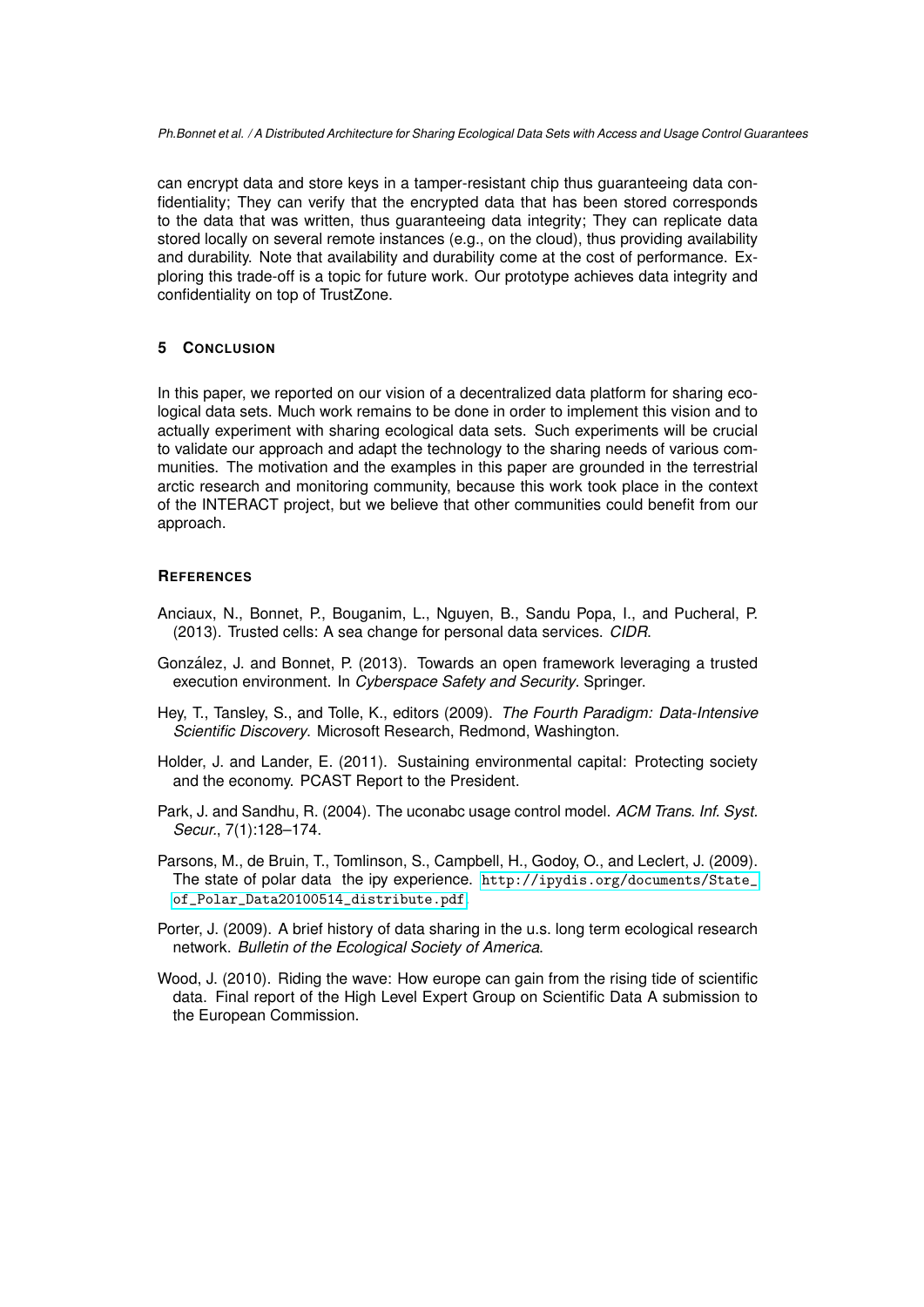can encrypt data and store keys in a tamper-resistant chip thus guaranteeing data confidentiality; They can verify that the encrypted data that has been stored corresponds to the data that was written, thus guaranteeing data integrity; They can replicate data stored locally on several remote instances (e.g., on the cloud), thus providing availability and durability. Note that availability and durability come at the cost of performance. Exploring this trade-off is a topic for future work. Our prototype achieves data integrity and confidentiality on top of TrustZone.

## 5 Conclusion

In this paper, we reported on our vision of a decentralized data platform for sharing ecological data sets. Much work remains to be done in order to implement this vision and to actually experiment with sharing ecological data sets. Such experiments will be crucial to validate our approach and adapt the technology to the sharing needs of various communities. The motivation and the examples in this paper are grounded in the terrestrial arctic research and monitoring community, because this work took place in the context of the INTERACT project, but we believe that other communities could benefit from our approach.

## References

Anciaux, N., Bonnet, P., Bouganim, L., Nguyen, B., Sandu Popa, I., and Pucheral, P. (2013). Trusted cells: A sea change for personal data services. *CIDR*.

González, J. and Bonnet, P. (2013). Towards an open framework leveraging a trusted execution environment. In *Cyberspace Safety and Security*. Springer.

Hey, T., Tansley, S., and Tolle, K., editors (2009). *The Fourth Paradigm: Data-Intensive Scientific Discovery*. Microsoft Research, Redmond, Washington.

Holder, J. and Lander, E. (2011). Sustaining environmental capital: Protecting society and the economy. PCAST Report to the President.

Park, J. and Sandhu, R. (2004). The uconabc usage control model. *ACM Trans. Inf. Syst. Secur.*, 7(1):128–174.

Parsons, M., de Bruin, T., Tomlinson, S., Campbell, H., Godoy, O., and Leclert, J. (2009). The state of polar data the ipy experience. http://ipydis.org/documents/State_of_Polar_Data20100514_distribute.pdf.

Porter, J. (2009). A brief history of data sharing in the u.s. long term ecological research network. *Bulletin of the Ecological Society of America*.

Wood, J. (2010). Riding the wave: How europe can gain from the rising tide of scientific data. Final report of the High Level Expert Group on Scientific Data A submission to the European Commission.